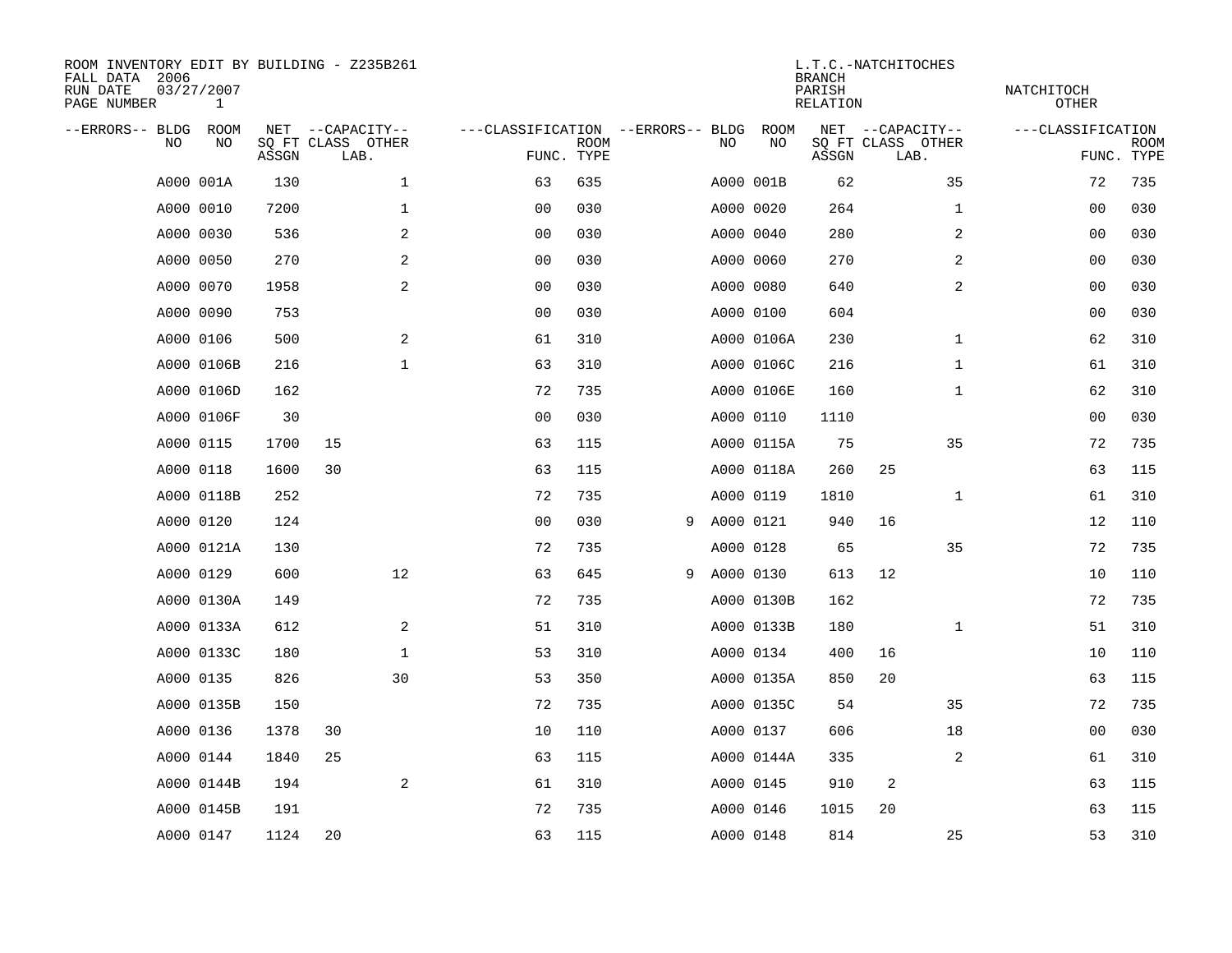ROOM INVENTORY EDIT BY BUILDING - Z235B261
FALL DATA 2006
RUN DATE 03/27/2007
PAGE NUMBER 1

L.T.C.-NATCHITOCHES
BRANCH
PARISH NATCHITOCH
RELATION OTHER

| --ERRORS-- | BLDG NO | ROOM NO | NET SQ FT ASSGN | CAPACITY CLASS | CAPACITY OTHER LAB. | CLASSIFICATION FUNC. | ROOM TYPE | --ERRORS-- | BLDG NO | ROOM NO | NET SQ FT ASSGN | CAPACITY CLASS | CAPACITY OTHER LAB. | CLASSIFICATION FUNC. | ROOM TYPE |
|---|---|---|---|---|---|---|---|---|---|---|---|---|---|---|---|
| | A000 | 001A | 130 | | 1 | 63 | 635 | | A000 | 001B | 62 | | 35 | 72 | 735 |
| | A000 | 0010 | 7200 | | 1 | 00 | 030 | | A000 | 0020 | 264 | | 1 | 00 | 030 |
| | A000 | 0030 | 536 | | 2 | 00 | 030 | | A000 | 0040 | 280 | | 2 | 00 | 030 |
| | A000 | 0050 | 270 | | 2 | 00 | 030 | | A000 | 0060 | 270 | | 2 | 00 | 030 |
| | A000 | 0070 | 1958 | | 2 | 00 | 030 | | A000 | 0080 | 640 | | 2 | 00 | 030 |
| | A000 | 0090 | 753 | | | 00 | 030 | | A000 | 0100 | 604 | | | 00 | 030 |
| | A000 | 0106 | 500 | | 2 | 61 | 310 | | A000 | 0106A | 230 | | 1 | 62 | 310 |
| | A000 | 0106B | 216 | | 1 | 63 | 310 | | A000 | 0106C | 216 | | 1 | 61 | 310 |
| | A000 | 0106D | 162 | | | 72 | 735 | | A000 | 0106E | 160 | | 1 | 62 | 310 |
| | A000 | 0106F | 30 | | | 00 | 030 | | A000 | 0110 | 1110 | | | 00 | 030 |
| | A000 | 0115 | 1700 | 15 | | 63 | 115 | | A000 | 0115A | 75 | | 35 | 72 | 735 |
| | A000 | 0118 | 1600 | 30 | | 63 | 115 | | A000 | 0118A | 260 | 25 | | 63 | 115 |
| | A000 | 0118B | 252 | | | 72 | 735 | | A000 | 0119 | 1810 | | 1 | 61 | 310 |
| | A000 | 0120 | 124 | | | 00 | 030 | 9 | A000 | 0121 | 940 | 16 | | 12 | 110 |
| | A000 | 0121A | 130 | | | 72 | 735 | | A000 | 0128 | 65 | | 35 | 72 | 735 |
| | A000 | 0129 | 600 | | 12 | 63 | 645 | 9 | A000 | 0130 | 613 | 12 | | 10 | 110 |
| | A000 | 0130A | 149 | | | 72 | 735 | | A000 | 0130B | 162 | | | 72 | 735 |
| | A000 | 0133A | 612 | | 2 | 51 | 310 | | A000 | 0133B | 180 | | 1 | 51 | 310 |
| | A000 | 0133C | 180 | | 1 | 53 | 310 | | A000 | 0134 | 400 | 16 | | 10 | 110 |
| | A000 | 0135 | 826 | | 30 | 53 | 350 | | A000 | 0135A | 850 | 20 | | 63 | 115 |
| | A000 | 0135B | 150 | | | 72 | 735 | | A000 | 0135C | 54 | | 35 | 72 | 735 |
| | A000 | 0136 | 1378 | 30 | | 10 | 110 | | A000 | 0137 | 606 | | 18 | 00 | 030 |
| | A000 | 0144 | 1840 | 25 | | 63 | 115 | | A000 | 0144A | 335 | | 2 | 61 | 310 |
| | A000 | 0144B | 194 | | 2 | 61 | 310 | | A000 | 0145 | 910 | 2 | | 63 | 115 |
| | A000 | 0145B | 191 | | | 72 | 735 | | A000 | 0146 | 1015 | 20 | | 63 | 115 |
| | A000 | 0147 | 1124 | 20 | | 63 | 115 | | A000 | 0148 | 814 | | 25 | 53 | 310 |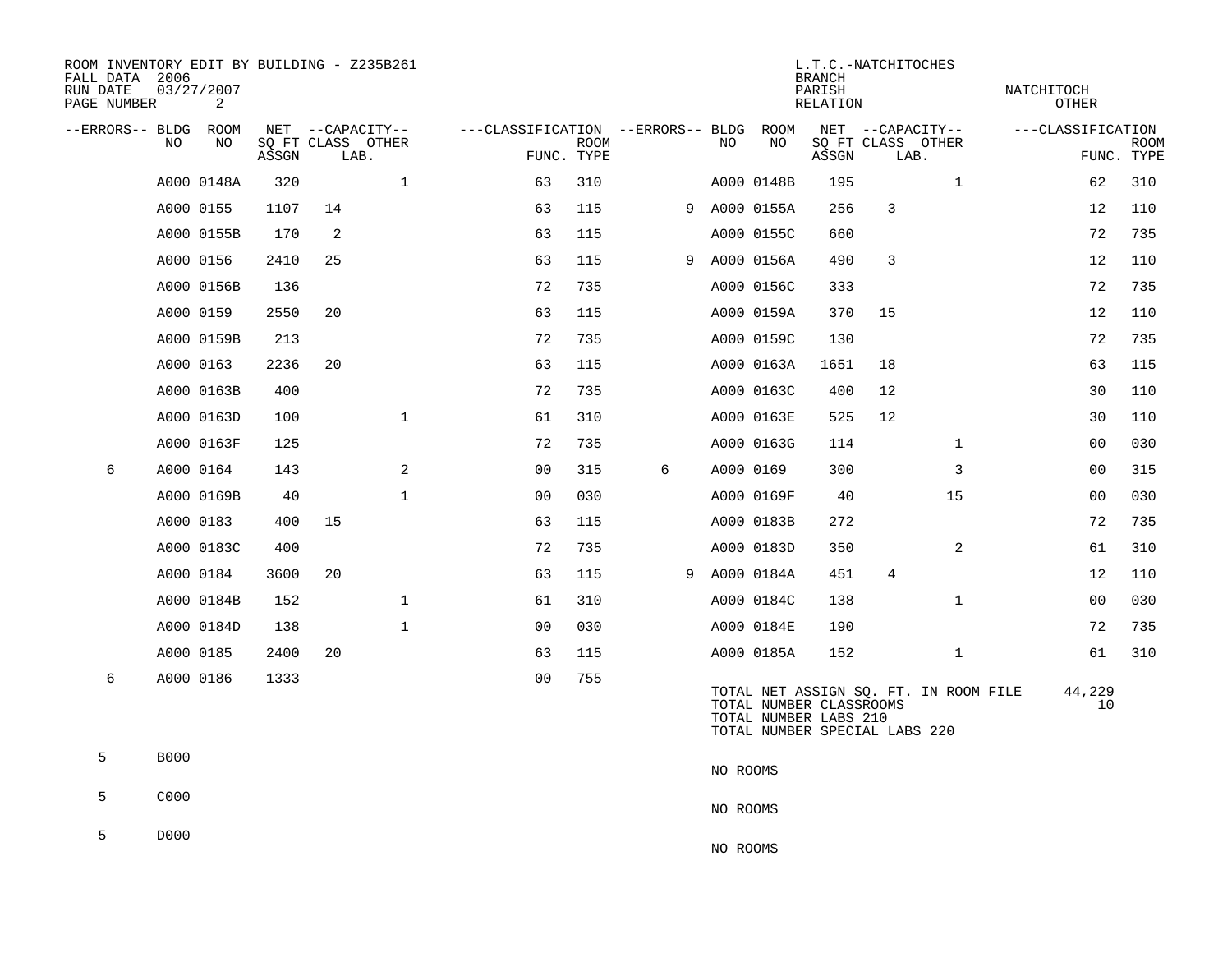ROOM INVENTORY EDIT BY BUILDING - Z235B261
FALL DATA 2006
RUN DATE 03/27/2007
PAGE NUMBER 2

L.T.C.-NATCHITOCHES
BRANCH
PARISH NATCHITOCH
RELATION OTHER

| --ERRORS-- | BLDG NO | ROOM NO | NET SQ FT ASSGN | --CAPACITY-- CLASS | LAB. | OTHER | ---CLASSIFICATION FUNC. | ROOM TYPE | --ERRORS-- | BLDG NO | ROOM NO | NET SQ FT ASSGN | --CAPACITY-- CLASS | LAB. | OTHER | ---CLASSIFICATION FUNC. | ROOM TYPE |
|---|---|---|---|---|---|---|---|---|---|---|---|---|---|---|---|---|---|
| | A000 | 0148A | 320 | | | 1 | 63 | 310 | | A000 | 0148B | 195 | | | 1 | 62 | 310 |
| | A000 | 0155 | 1107 | 14 | | | 63 | 115 | 9 | A000 | 0155A | 256 | 3 | | | 12 | 110 |
| | A000 | 0155B | 170 | 2 | | | 63 | 115 | | A000 | 0155C | 660 | | | | 72 | 735 |
| | A000 | 0156 | 2410 | 25 | | | 63 | 115 | 9 | A000 | 0156A | 490 | 3 | | | 12 | 110 |
| | A000 | 0156B | 136 | | | | 72 | 735 | | A000 | 0156C | 333 | | | | 72 | 735 |
| | A000 | 0159 | 2550 | 20 | | | 63 | 115 | | A000 | 0159A | 370 | 15 | | | 12 | 110 |
| | A000 | 0159B | 213 | | | | 72 | 735 | | A000 | 0159C | 130 | | | | 72 | 735 |
| | A000 | 0163 | 2236 | 20 | | | 63 | 115 | | A000 | 0163A | 1651 | 18 | | | 63 | 115 |
| | A000 | 0163B | 400 | | | | 72 | 735 | | A000 | 0163C | 400 | 12 | | | 30 | 110 |
| | A000 | 0163D | 100 | | | 1 | 61 | 310 | | A000 | 0163E | 525 | 12 | | | 30 | 110 |
| | A000 | 0163F | 125 | | | | 72 | 735 | | A000 | 0163G | 114 | | | 1 | 00 | 030 |
| 6 | A000 | 0164 | 143 | | | 2 | 00 | 315 | 6 | A000 | 0169 | 300 | | | 3 | 00 | 315 |
| | A000 | 0169B | 40 | | | 1 | 00 | 030 | | A000 | 0169F | 40 | | | 15 | 00 | 030 |
| | A000 | 0183 | 400 | 15 | | | 63 | 115 | | A000 | 0183B | 272 | | | | 72 | 735 |
| | A000 | 0183C | 400 | | | | 72 | 735 | | A000 | 0183D | 350 | | | 2 | 61 | 310 |
| | A000 | 0184 | 3600 | 20 | | | 63 | 115 | 9 | A000 | 0184A | 451 | 4 | | | 12 | 110 |
| | A000 | 0184B | 152 | | | 1 | 61 | 310 | | A000 | 0184C | 138 | | | 1 | 00 | 030 |
| | A000 | 0184D | 138 | | | 1 | 00 | 030 | | A000 | 0184E | 190 | | | | 72 | 735 |
| | A000 | 0185 | 2400 | 20 | | | 63 | 115 | | A000 | 0185A | 152 | | | 1 | 61 | 310 |
| 6 | A000 | 0186 | 1333 | | | | 00 | 755 | | | | | | | | | |

TOTAL NET ASSIGN SQ. FT. IN ROOM FILE 44,229
TOTAL NUMBER CLASSROOMS 10
TOTAL NUMBER LABS 210
TOTAL NUMBER SPECIAL LABS 220

| --ERRORS-- | BLDG NO | |
|---|---|---|
| 5 | B000 | NO ROOMS |
| 5 | C000 | NO ROOMS |
| 5 | D000 | NO ROOMS |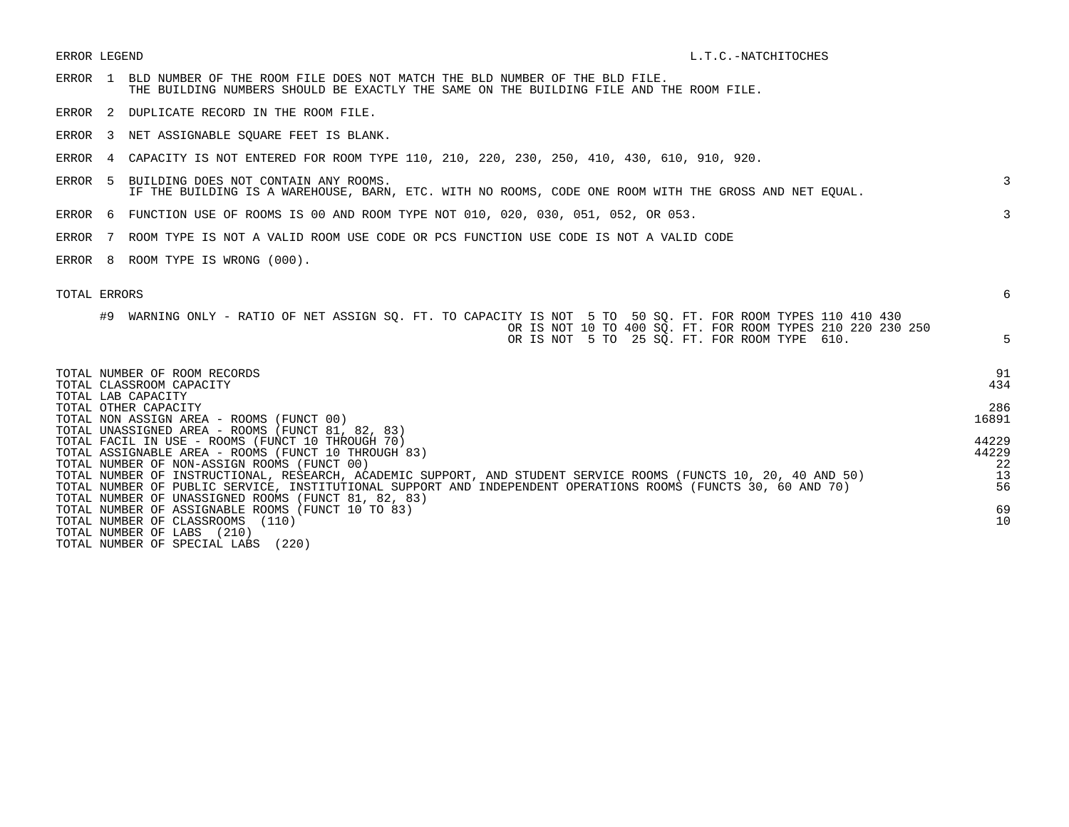ERROR LEGEND L.T.C.-NATCHITOCHES

| | | |
|---|---|---|
| ERROR 1 | BLD NUMBER OF THE ROOM FILE DOES NOT MATCH THE BLD NUMBER OF THE BLD FILE. THE BUILDING NUMBERS SHOULD BE EXACTLY THE SAME ON THE BUILDING FILE AND THE ROOM FILE. | |
| ERROR 2 | DUPLICATE RECORD IN THE ROOM FILE. | |
| ERROR 3 | NET ASSIGNABLE SQUARE FEET IS BLANK. | |
| ERROR 4 | CAPACITY IS NOT ENTERED FOR ROOM TYPE 110, 210, 220, 230, 250, 410, 430, 610, 910, 920. | |
| ERROR 5 | BUILDING DOES NOT CONTAIN ANY ROOMS. IF THE BUILDING IS A WAREHOUSE, BARN, ETC. WITH NO ROOMS, CODE ONE ROOM WITH THE GROSS AND NET EQUAL. | 3 |
| ERROR 6 | FUNCTION USE OF ROOMS IS 00 AND ROOM TYPE NOT 010, 020, 030, 051, 052, OR 053. | 3 |
| ERROR 7 | ROOM TYPE IS NOT A VALID ROOM USE CODE OR PCS FUNCTION USE CODE IS NOT A VALID CODE | |
| ERROR 8 | ROOM TYPE IS WRONG (000). | |
| TOTAL ERRORS | | 6 |
| #9 | WARNING ONLY - RATIO OF NET ASSIGN SQ. FT. TO CAPACITY IS NOT 5 TO 50 SQ. FT. FOR ROOM TYPES 110 410 430 OR IS NOT 10 TO 400 SQ. FT. FOR ROOM TYPES 210 220 230 250 OR IS NOT 5 TO 25 SQ. FT. FOR ROOM TYPE 610. | 5 |

| | |
|---|---|
| TOTAL NUMBER OF ROOM RECORDS | 91 |
| TOTAL CLASSROOM CAPACITY | 434 |
| TOTAL LAB CAPACITY | |
| TOTAL OTHER CAPACITY | 286 |
| TOTAL NON ASSIGN AREA - ROOMS (FUNCT 00) | 16891 |
| TOTAL UNASSIGNED AREA - ROOMS (FUNCT 81, 82, 83) | |
| TOTAL FACIL IN USE - ROOMS (FUNCT 10 THROUGH 70) | 44229 |
| TOTAL ASSIGNABLE AREA - ROOMS (FUNCT 10 THROUGH 83) | 44229 |
| TOTAL NUMBER OF NON-ASSIGN ROOMS (FUNCT 00) | 22 |
| TOTAL NUMBER OF INSTRUCTIONAL, RESEARCH, ACADEMIC SUPPORT, AND STUDENT SERVICE ROOMS (FUNCTS 10, 20, 40 AND 50) | 13 |
| TOTAL NUMBER OF PUBLIC SERVICE, INSTITUTIONAL SUPPORT AND INDEPENDENT OPERATIONS ROOMS (FUNCTS 30, 60 AND 70) | 56 |
| TOTAL NUMBER OF UNASSIGNED ROOMS (FUNCT 81, 82, 83) | |
| TOTAL NUMBER OF ASSIGNABLE ROOMS (FUNCT 10 TO 83) | 69 |
| TOTAL NUMBER OF CLASSROOMS (110) | 10 |
| TOTAL NUMBER OF LABS (210) | |
| TOTAL NUMBER OF SPECIAL LABS (220) | |